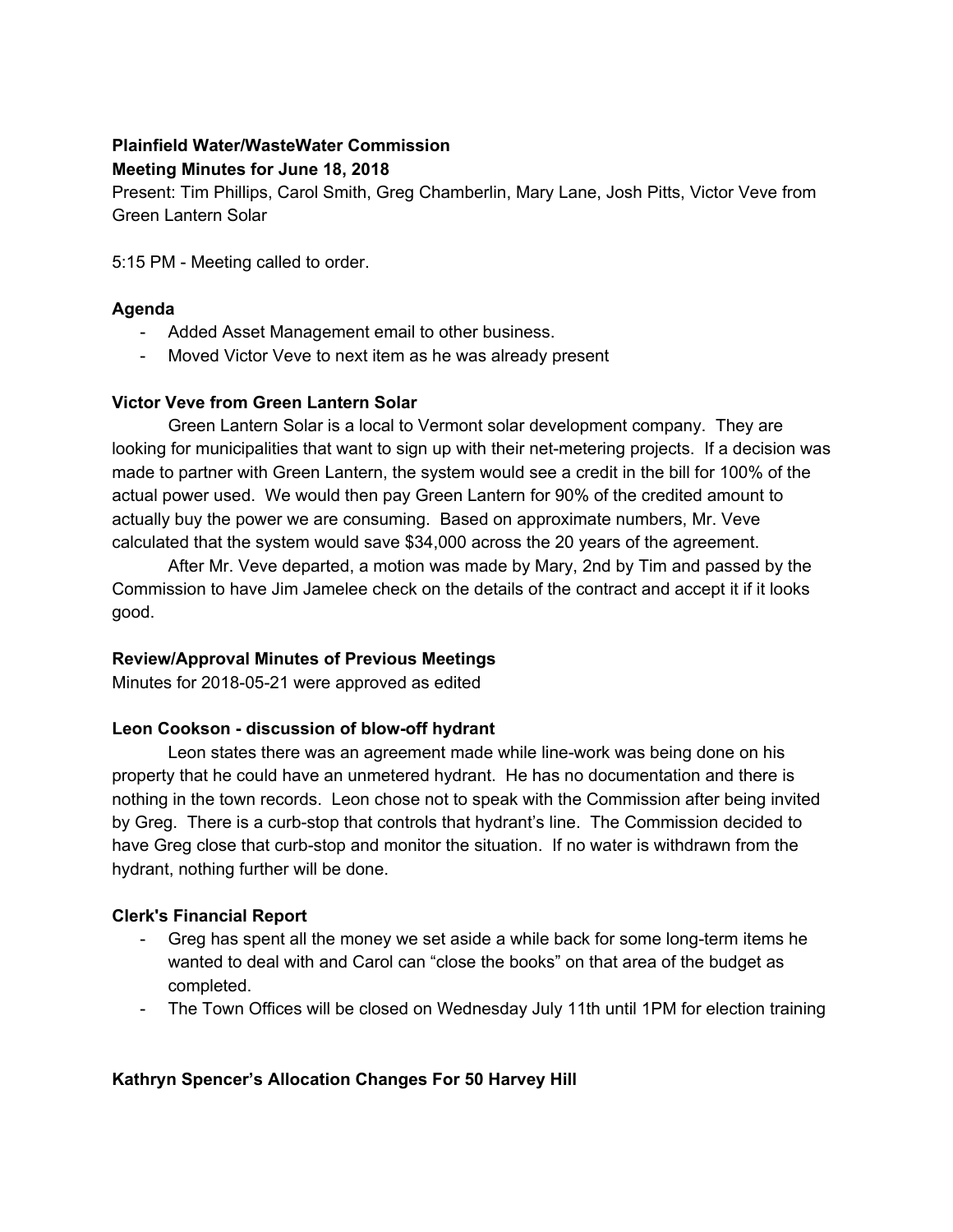**Plainfield Water/WasteWater Commission**
**Meeting Minutes for June 18, 2018**

Present: Tim Phillips, Carol Smith, Greg Chamberlin, Mary Lane, Josh Pitts, Victor Veve from Green Lantern Solar

5:15 PM - Meeting called to order.

### Agenda

- Added Asset Management email to other business.
- Moved Victor Veve to next item as he was already present

### Victor Veve from Green Lantern Solar

Green Lantern Solar is a local to Vermont solar development company. They are looking for municipalities that want to sign up with their net-metering projects. If a decision was made to partner with Green Lantern, the system would see a credit in the bill for 100% of the actual power used. We would then pay Green Lantern for 90% of the credited amount to actually buy the power we are consuming. Based on approximate numbers, Mr. Veve calculated that the system would save $34,000 across the 20 years of the agreement.

After Mr. Veve departed, a motion was made by Mary, 2nd by Tim and passed by the Commission to have Jim Jamelee check on the details of the contract and accept it if it looks good.

### Review/Approval Minutes of Previous Meetings

Minutes for 2018-05-21 were approved as edited

### Leon Cookson - discussion of blow-off hydrant

Leon states there was an agreement made while line-work was being done on his property that he could have an unmetered hydrant. He has no documentation and there is nothing in the town records. Leon chose not to speak with the Commission after being invited by Greg. There is a curb-stop that controls that hydrant's line. The Commission decided to have Greg close that curb-stop and monitor the situation. If no water is withdrawn from the hydrant, nothing further will be done.

### Clerk's Financial Report

- Greg has spent all the money we set aside a while back for some long-term items he wanted to deal with and Carol can "close the books" on that area of the budget as completed.
- The Town Offices will be closed on Wednesday July 11th until 1PM for election training

### Kathryn Spencer's Allocation Changes For 50 Harvey Hill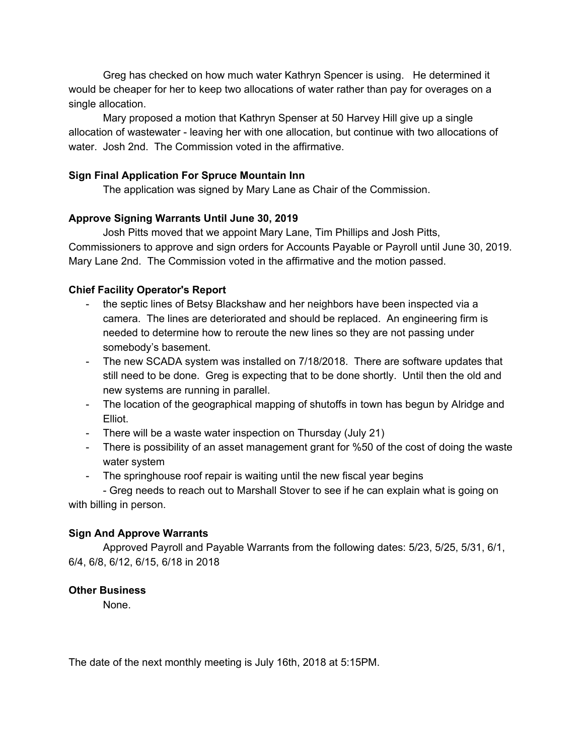Greg has checked on how much water Kathryn Spencer is using. He determined it would be cheaper for her to keep two allocations of water rather than pay for overages on a single allocation.

Mary proposed a motion that Kathryn Spenser at 50 Harvey Hill give up a single allocation of wastewater - leaving her with one allocation, but continue with two allocations of water. Josh 2nd. The Commission voted in the affirmative.

**Sign Final Application For Spruce Mountain Inn**

The application was signed by Mary Lane as Chair of the Commission.

**Approve Signing Warrants Until June 30, 2019**

Josh Pitts moved that we appoint Mary Lane, Tim Phillips and Josh Pitts, Commissioners to approve and sign orders for Accounts Payable or Payroll until June 30, 2019. Mary Lane 2nd. The Commission voted in the affirmative and the motion passed.

**Chief Facility Operator's Report**

- the septic lines of Betsy Blackshaw and her neighbors have been inspected via a camera. The lines are deteriorated and should be replaced. An engineering firm is needed to determine how to reroute the new lines so they are not passing under somebody's basement.
- The new SCADA system was installed on 7/18/2018. There are software updates that still need to be done. Greg is expecting that to be done shortly. Until then the old and new systems are running in parallel.
- The location of the geographical mapping of shutoffs in town has begun by Alridge and Elliot.
- There will be a waste water inspection on Thursday (July 21)
- There is possibility of an asset management grant for %50 of the cost of doing the waste water system
- The springhouse roof repair is waiting until the new fiscal year begins

- Greg needs to reach out to Marshall Stover to see if he can explain what is going on with billing in person.

**Sign And Approve Warrants**

Approved Payroll and Payable Warrants from the following dates: 5/23, 5/25, 5/31, 6/1, 6/4, 6/8, 6/12, 6/15, 6/18 in 2018

**Other Business**

None.

The date of the next monthly meeting is July 16th, 2018 at 5:15PM.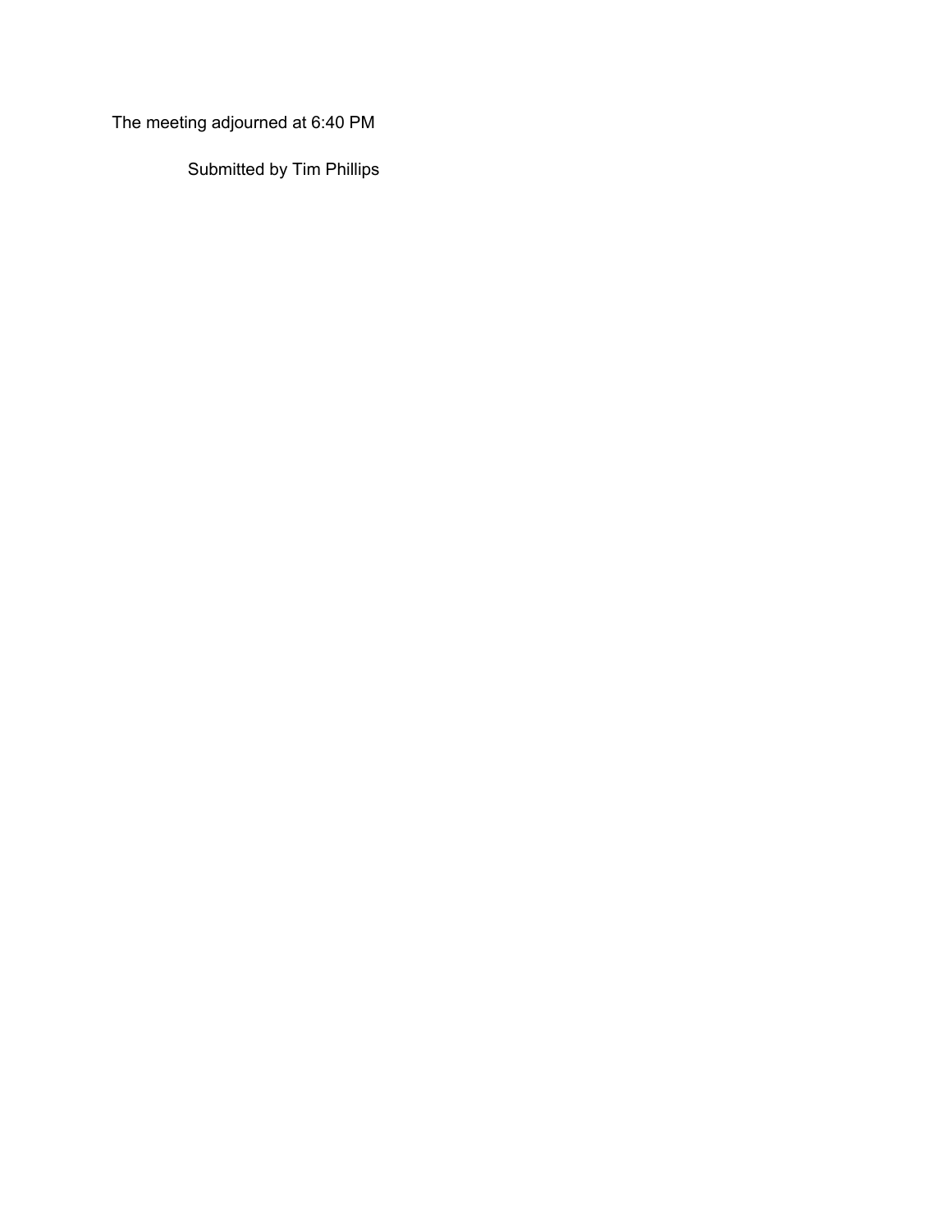The meeting adjourned at 6:40 PM

Submitted by Tim Phillips